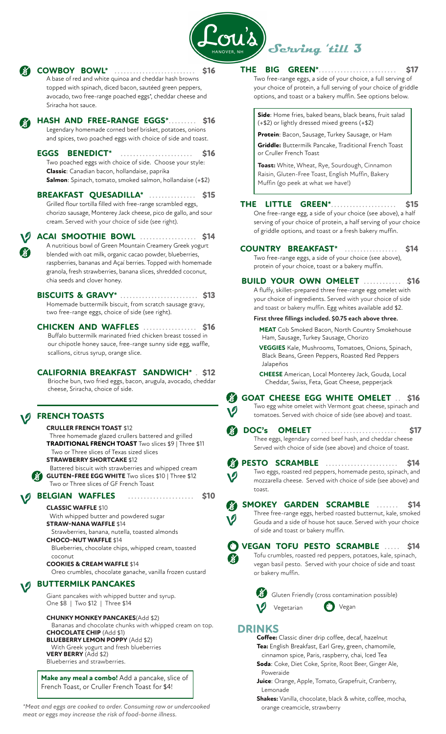# Lou's

HANOVER, NH

*Serving 'till 3*

## COWBOY BOWL* ........................... $16

A base of red and white quinoa and cheddar hash browns topped with spinach, diced bacon, sautéed green peppers, avocado, two free-range poached eggs*, cheddar cheese and Sriracha hot sauce.

## HASH AND FREE-RANGE EGGS*......... $16

Legendary homemade corned beef brisket, potatoes, onions and spices, two poached eggs with choice of side and toast.

## EGGS BENEDICT* ....................... $16

Two poached eggs with choice of side. Choose your style:
**Classic**: Canadian bacon, hollandaise, paprika
**Salmon**: Spinach, tomato, smoked salmon, hollandaise (+$2)

## BREAKFAST QUESADILLA* ............... $15

Grilled flour tortilla filled with free-range scrambled eggs, chorizo sausage, Monterey Jack cheese, pico de gallo, and sour cream. Served with your choice of side (see right).

## ACAI SMOOTHIE BOWL .................. $14

A nutritious bowl of Green Mountain Creamery Greek yogurt blended with oat milk, organic cacao powder, blueberries, raspberries, bananas and Açaí berries. Topped with homemade granola, fresh strawberries, banana slices, shredded coconut, chia seeds and clover honey.

## BISCUITS & GRAVY* ......................... $13

Homemade buttermilk biscuit, from scratch sausage gravy, two free-range eggs, choice of side (see right).

## CHICKEN AND WAFFLES ................. $16

Buffalo buttermilk marinated fried chicken breast tossed in our chipotle honey sauce, free-range sunny side egg, waffle, scallions, citrus syrup, orange slice.

## CALIFORNIA BREAKFAST SANDWICH* . $12

Brioche bun, two fried eggs, bacon, arugula, avocado, cheddar cheese, Sriracha, choice of side.

## FRENCH TOASTS

**CRULLER FRENCH TOAST** $12
Three homemade glazed crullers battered and grilled

**TRADITIONAL FRENCH TOAST** Two slices $9 | Three $11
Two or Three slices of Texas sized slices

**STRAWBERRY SHORTCAKE** $12
Battered biscuit with strawberries and whipped cream

**GLUTEN-FREE EGG WHITE** Two slices $10 | Three $12
Two or Three slices of GF French Toast

## BELGIAN WAFFLES ..................... $10

**CLASSIC WAFFLE** $10
With whipped butter and powdered sugar

**STRAW-NANA WAFFLE** $14
Strawberries, banana, nutella, toasted almonds

**CHOCO-NUT WAFFLE** $14
Blueberries, chocolate chips, whipped cream, toasted coconut

**COOKIES & CREAM WAFFLE** $14
Oreo crumbles, chocolate ganache, vanilla frozen custard

## BUTTERMILK PANCAKES

Giant pancakes with whipped butter and syrup.
One $8 | Two $12 | Three $14

**CHUNKY MONKEY PANCAKES**(Add $2)
Bananas and chocolate chunks with whipped cream on top.

**CHOCOLATE CHIP** (Add $1)

**BLUEBERRY LEMON POPPY** (Add $2)
With Greek yogurt and fresh blueberries

**VERY BERRY** (Add $2)
Blueberries and strawberries.

**Make any meal a combo!** Add a pancake, slice of French Toast, or Cruller French Toast for $4!

*\*Meat and eggs are cooked to order. Consuming raw or undercooked meat or eggs may increase the risk of food-borne illness.*

## THE BIG GREEN*......................... $17

Two free-range eggs, a side of your choice, a full serving of your choice of protein, a full serving of your choice of griddle options, and toast or a bakery muffin. See options below.

**Side**: Home fries, baked beans, black beans, fruit salad (+$2) or lightly dressed mixed greens (+$2)

**Protein**: Bacon, Sausage, Turkey Sausage, or Ham

**Griddle:** Buttermilk Pancake, Traditional French Toast or Cruller French Toast

**Toast:** White, Wheat, Rye, Sourdough, Cinnamon Raisin, Gluten-Free Toast, English Muffin, Bakery Muffin (go peek at what we have!)

## THE LITTLE GREEN*..................... $15

One free-range egg, a side of your choice (see above), a half serving of your choice of protein, a half serving of your choice of griddle options, and toast or a fresh bakery muffin.

## COUNTRY BREAKFAST* ................. $14

Two free-range eggs, a side of your choice (see above), protein of your choice, toast or a bakery muffin.

## BUILD YOUR OWN OMELET ............ $16

A fluffy, skillet-prepared three free-range egg omelet with your choice of ingredients. Served with your choice of side and toast or bakery muffin. Egg whites available add $2.

**First three fillings included. $0.75 each above three.**

**MEAT** Cob Smoked Bacon, North Country Smokehouse Ham, Sausage, Turkey Sausage, Chorizo

**VEGGIES** Kale, Mushrooms, Tomatoes, Onions, Spinach, Black Beans, Green Peppers, Roasted Red Peppers Jalapeños

**CHEESE** American, Local Monterey Jack, Gouda, Local Cheddar, Swiss, Feta, Goat Cheese, pepperjack

## GOAT CHEESE EGG WHITE OMELET .. $16

Two egg white omelet with Vermont goat cheese, spinach and tomatoes. Served with choice of side (see above) and toast.

## DOC's OMELET ......................... $17

Thee eggs, legendary corned beef hash, and cheddar cheese Served with choice of side (see above) and choice of toast.

## PESTO SCRAMBLE ....................... $14

Two eggs, roasted red peppers, homemade pesto, spinach, and mozzarella cheese. Served with choice of side (see above) and toast.

## SMOKEY GARDEN SCRAMBLE ....... $14

Three free-range eggs, herbed roasted butternut, kale, smoked Gouda and a side of house hot sauce. Served with your choice of side and toast or bakery muffin.

## VEGAN TOFU PESTO SCRAMBLE ..... $14

Tofu crumbles, roasted red peppers, potatoes, kale, spinach, vegan basil pesto. Served with your choice of side and toast or bakery muffin.

Gluten Friendly (cross contamination possible)

Vegetarian

Vegan

## DRINKS

**Coffee:** Classic diner drip coffee, decaf, hazelnut

**Tea:** English Breakfast, Earl Grey, green, chamomile, cinnamon spice, Paris, raspberry, chai, Iced Tea

**Soda**: Coke, Diet Coke, Sprite, Root Beer, Ginger Ale, Poweraide

**Juice**: Orange, Apple, Tomato, Grapefruit, Cranberry, Lemonade

**Shakes:** Vanilla, chocolate, black & white, coffee, mocha, orange creamcicle, strawberry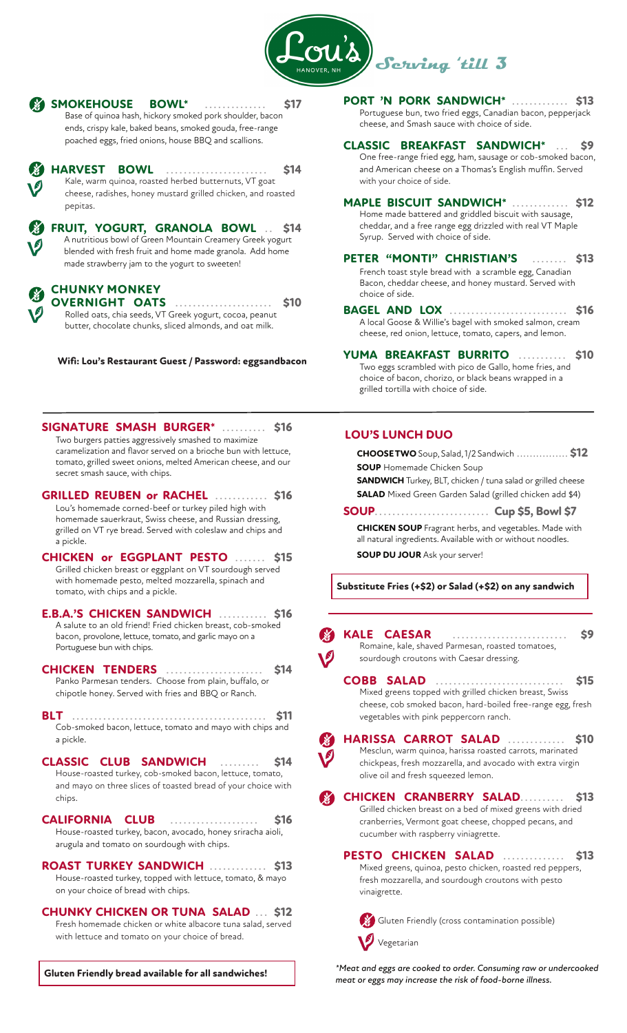# Lou's

HANOVER, NH

*Serving 'till 3*

## SMOKEHOUSE BOWL* ............. $17

Base of quinoa hash, hickory smoked pork shoulder, bacon ends, crispy kale, baked beans, smoked gouda, free-range poached eggs, fried onions, house BBQ and scallions.

## HARVEST BOWL ...................... $14

Kale, warm quinoa, roasted herbed butternuts, VT goat cheese, radishes, honey mustard grilled chicken, and roasted pepitas.

## FRUIT, YOGURT, GRANOLA BOWL .. $14

A nutritious bowl of Green Mountain Creamery Greek yogurt blended with fresh fruit and home made granola. Add home made strawberry jam to the yogurt to sweeten!

## CHUNKY MONKEY OVERNIGHT OATS ..................... $10

Rolled oats, chia seeds, VT Greek yogurt, cocoa, peanut butter, chocolate chunks, sliced almonds, and oat milk.

**Wifi: Lou's Restaurant Guest / Password: eggsandbacon**

## PORT 'N PORK SANDWICH* ............ $13

Portuguese bun, two fried eggs, Canadian bacon, pepperjack cheese, and Smash sauce with choice of side.

## CLASSIC BREAKFAST SANDWICH* ... $9

One free-range fried egg, ham, sausage or cob-smoked bacon, and American cheese on a Thomas's English muffin. Served with your choice of side.

## MAPLE BISCUIT SANDWICH* ............ $12

Home made battered and griddled biscuit with sausage, cheddar, and a free range egg drizzled with real VT Maple Syrup. Served with choice of side.

## PETER "MONTI" CHRISTIAN'S ........ $13

French toast style bread with a scramble egg, Canadian Bacon, cheddar cheese, and honey mustard. Served with choice of side.

## BAGEL AND LOX .......................... $16

A local Goose & Willie's bagel with smoked salmon, cream cheese, red onion, lettuce, tomato, capers, and lemon.

## YUMA BREAKFAST BURRITO .......... $10

Two eggs scrambled with pico de Gallo, home fries, and choice of bacon, chorizo, or black beans wrapped in a grilled tortilla with choice of side.

## SIGNATURE SMASH BURGER* .......... $16

Two burgers patties aggressively smashed to maximize caramelization and flavor served on a brioche bun with lettuce, tomato, grilled sweet onions, melted American cheese, and our secret smash sauce, with chips.

## GRILLED REUBEN or RACHEL ............ $16

Lou's homemade corned-beef or turkey piled high with homemade sauerkraut, Swiss cheese, and Russian dressing, grilled on VT rye bread. Served with coleslaw and chips and a pickle.

## CHICKEN or EGGPLANT PESTO ....... $15

Grilled chicken breast or eggplant on VT sourdough served with homemade pesto, melted mozzarella, spinach and tomato, with chips and a pickle.

## E.B.A.'S CHICKEN SANDWICH .......... $16

A salute to an old friend! Fried chicken breast, cob-smoked bacon, provolone, lettuce, tomato, and garlic mayo on a Portuguese bun with chips.

## CHICKEN TENDERS ...................... $14

Panko Parmesan tenders. Choose from plain, buffalo, or chipotle honey. Served with fries and BBQ or Ranch.

## BLT ............................................ $11

Cob-smoked bacon, lettuce, tomato and mayo with chips and a pickle.

## CLASSIC CLUB SANDWICH ......... $14

House-roasted turkey, cob-smoked bacon, lettuce, tomato, and mayo on three slices of toasted bread of your choice with chips.

## CALIFORNIA CLUB .................... $16

House-roasted turkey, bacon, avocado, honey sriracha aioli, arugula and tomato on sourdough with chips.

## ROAST TURKEY SANDWICH ............ $13

House-roasted turkey, topped with lettuce, tomato, & mayo on your choice of bread with chips.

## CHUNKY CHICKEN OR TUNA SALAD ... $12

Fresh homemade chicken or white albacore tuna salad, served with lettuce and tomato on your choice of bread.

**Gluten Friendly bread available for all sandwiches!**

## LOU'S LUNCH DUO

**CHOOSE TWO** Soup, Salad, 1/2 Sandwich ............... **$12**

**SOUP** Homemade Chicken Soup

**SANDWICH** Turkey, BLT, chicken / tuna salad or grilled cheese

**SALAD** Mixed Green Garden Salad (grilled chicken add $4)

## SOUP.......................... Cup $5, Bowl $7

**CHICKEN SOUP** Fragrant herbs, and vegetables. Made with all natural ingredients. Available with or without noodles.

**SOUP DU JOUR** Ask your server!

**Substitute Fries (+$2) or Salad (+$2) on any sandwich**

## KALE CAESAR .......................... $9

Romaine, kale, shaved Parmesan, roasted tomatoes, sourdough croutons with Caesar dressing.

## COBB SALAD ............................ $15

Mixed greens topped with grilled chicken breast, Swiss cheese, cob smoked bacon, hard-boiled free-range egg, fresh vegetables with pink peppercorn ranch.

## HARISSA CARROT SALAD ............ $10

Mesclun, warm quinoa, harissa roasted carrots, marinated chickpeas, fresh mozzarella, and avocado with extra virgin olive oil and fresh squeezed lemon.

## CHICKEN CRANBERRY SALAD......... $13

Grilled chicken breast on a bed of mixed greens with dried cranberries, Vermont goat cheese, chopped pecans, and cucumber with raspberry viniagrette.

## PESTO CHICKEN SALAD ............. $13

Mixed greens, quinoa, pesto chicken, roasted red peppers, fresh mozzarella, and sourdough croutons with pesto vinaigrette.

Gluten Friendly (cross contamination possible)

Vegetarian

*\*Meat and eggs are cooked to order. Consuming raw or undercooked meat or eggs may increase the risk of food-borne illness.*